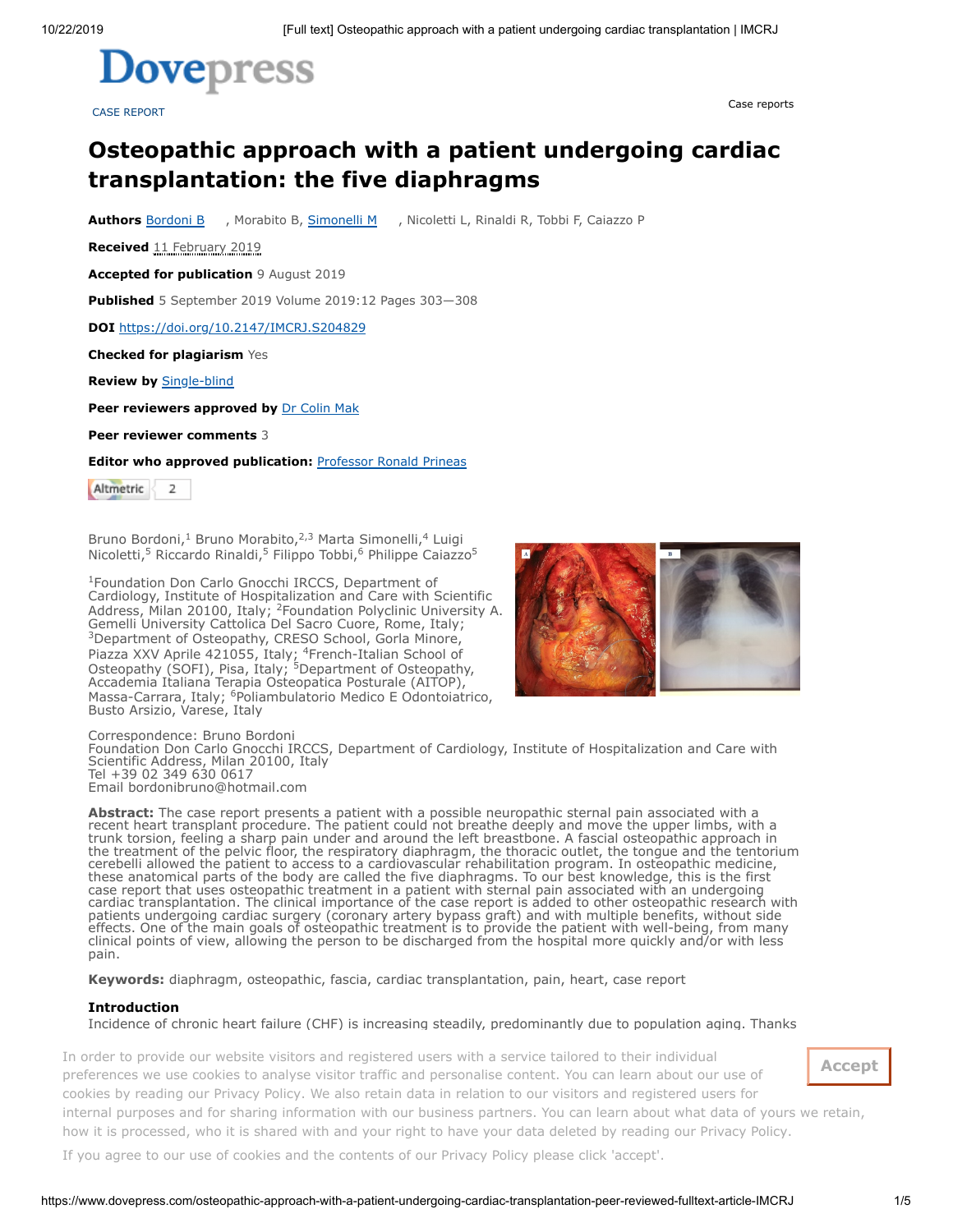Dovepress

CASE REPORT

Case reports

# Osteopathic approach with a patient undergoing cardiac transplantation: the five diaphragms

**Authors** Bordoni B, Morabito B, Simonelli M, Nicoletti L, Rinaldi R, Tobbi F, Caiazzo P

**Received** 11 February 2019

**Accepted for publication** 9 August 2019

**Published** 5 September 2019 Volume 2019:12 Pages 303—308

**DOI** https://doi.org/10.2147/IMCRJ.S204829

**Checked for plagiarism** Yes

**Review by** Single-blind

**Peer reviewers approved by** Dr Colin Mak

**Peer reviewer comments** 3

**Editor who approved publication:** Professor Ronald Prineas

Altmetric 2

Bruno Bordoni,[1] Bruno Morabito,[2,3] Marta Simonelli,[4] Luigi Nicoletti,[5] Riccardo Rinaldi,[5] Filippo Tobbi,[6] Philippe Caiazzo[5]

[1]Foundation Don Carlo Gnocchi IRCCS, Department of Cardiology, Institute of Hospitalization and Care with Scientific Address, Milan 20100, Italy; [2]Foundation Polyclinic University A. Gemelli University Cattolica Del Sacro Cuore, Rome, Italy; [3]Department of Osteopathy, CRESO School, Gorla Minore, Piazza XXV Aprile 421055, Italy; [4]French-Italian School of Osteopathy (SOFI), Pisa, Italy; [5]Department of Osteopathy, Accademia Italiana Terapia Osteopatica Posturale (AITOP), Massa-Carrara, Italy; [6]Poliambulatorio Medico E Odontoiatrico, Busto Arsizio, Varese, Italy

Correspondence: Bruno Bordoni
Foundation Don Carlo Gnocchi IRCCS, Department of Cardiology, Institute of Hospitalization and Care with Scientific Address, Milan 20100, Italy
Tel +39 02 349 630 0617
Email bordonibruno@hotmail.com

**Abstract:** The case report presents a patient with a possible neuropathic sternal pain associated with a recent heart transplant procedure. The patient could not breathe deeply and move the upper limbs, with a trunk torsion, feeling a sharp pain under and around the left breastbone. A fascial osteopathic approach in the treatment of the pelvic floor, the respiratory diaphragm, the thoracic outlet, the tongue and the tentorium cerebelli allowed the patient to access to a cardiovascular rehabilitation program. In osteopathic medicine, these anatomical parts of the body are called the five diaphragms. To our best knowledge, this is the first case report that uses osteopathic treatment in a patient with sternal pain associated with an undergoing cardiac transplantation. The clinical importance of the case report is added to other osteopathic research with patients undergoing cardiac surgery (coronary artery bypass graft) and with multiple benefits, without side effects. One of the main goals of osteopathic treatment is to provide the patient with well-being, from many clinical points of view, allowing the person to be discharged from the hospital more quickly and/or with less pain.

**Keywords:** diaphragm, osteopathic, fascia, cardiac transplantation, pain, heart, case report

## Introduction

Incidence of chronic heart failure (CHF) is increasing steadily, predominantly due to population aging. Thanks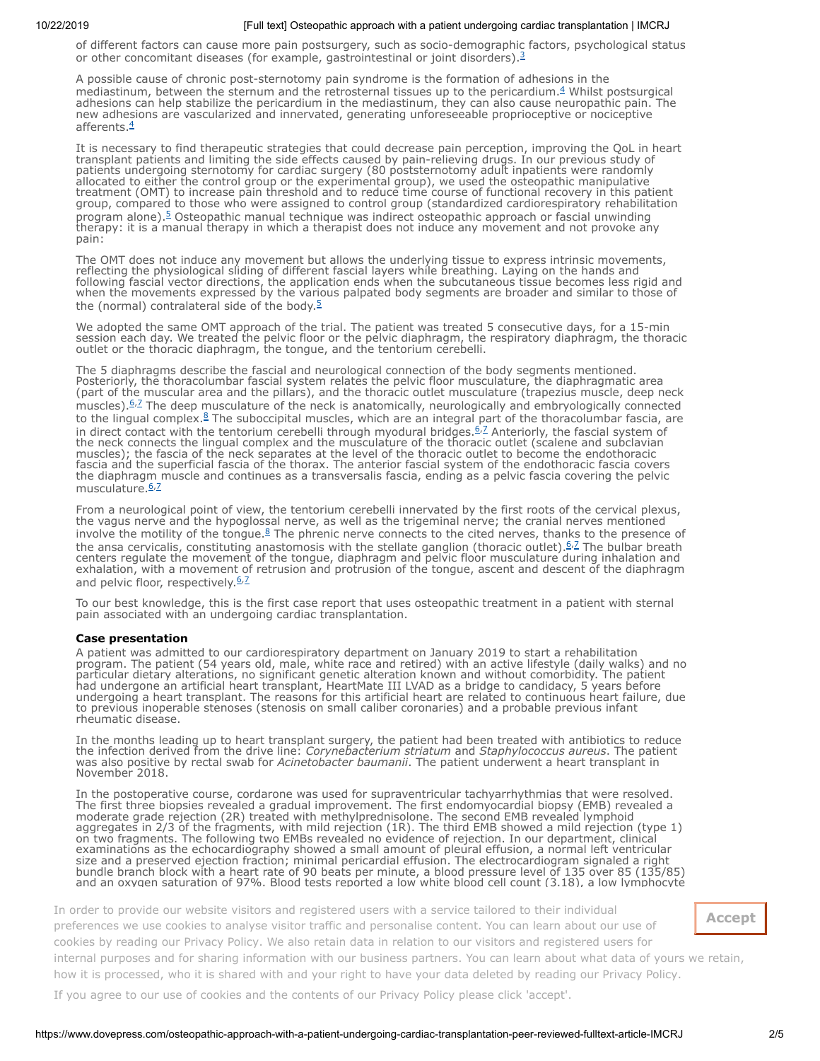of different factors can cause more pain postsurgery, such as socio-demographic factors, psychological status or other concomitant diseases (for example, gastrointestinal or joint disorders).[3]

A possible cause of chronic post-sternotomy pain syndrome is the formation of adhesions in the mediastinum, between the sternum and the retrosternal tissues up to the pericardium.[4] Whilst postsurgical adhesions can help stabilize the pericardium in the mediastinum, they can also cause neuropathic pain. The new adhesions are vascularized and innervated, generating unforeseeable proprioceptive or nociceptive afferents.[4]

It is necessary to find therapeutic strategies that could decrease pain perception, improving the QoL in heart transplant patients and limiting the side effects caused by pain-relieving drugs. In our previous study of patients undergoing sternotomy for cardiac surgery (80 poststernotomy adult inpatients were randomly allocated to either the control group or the experimental group), we used the osteopathic manipulative treatment (OMT) to increase pain threshold and to reduce time course of functional recovery in this patient group, compared to those who were assigned to control group (standardized cardiorespiratory rehabilitation program alone).[5] Osteopathic manual technique was indirect osteopathic approach or fascial unwinding therapy: it is a manual therapy in which a therapist does not induce any movement and not provoke any pain:

The OMT does not induce any movement but allows the underlying tissue to express intrinsic movements, reflecting the physiological sliding of different fascial layers while breathing. Laying on the hands and following fascial vector directions, the application ends when the subcutaneous tissue becomes less rigid and when the movements expressed by the various palpated body segments are broader and similar to those of the (normal) contralateral side of the body.[5]

We adopted the same OMT approach of the trial. The patient was treated 5 consecutive days, for a 15-min session each day. We treated the pelvic floor or the pelvic diaphragm, the respiratory diaphragm, the thoracic outlet or the thoracic diaphragm, the tongue, and the tentorium cerebelli.

The 5 diaphragms describe the fascial and neurological connection of the body segments mentioned. Posteriorly, the thoracolumbar fascial system relates the pelvic floor musculature, the diaphragmatic area (part of the muscular area and the pillars), and the thoracic outlet musculature (trapezius muscle, deep neck muscles).[6,7] The deep musculature of the neck is anatomically, neurologically and embryologically connected to the lingual complex.[8] The suboccipital muscles, which are an integral part of the thoracolumbar fascia, are in direct contact with the tentorium cerebelli through myodural bridges.[6,7] Anteriorly, the fascial system of the neck connects the lingual complex and the musculature of the thoracic outlet (scalene and subclavian muscles); the fascia of the neck separates at the level of the thoracic outlet to become the endothoracic fascia and the superficial fascia of the thorax. The anterior fascial system of the endothoracic fascia covers the diaphragm muscle and continues as a transversalis fascia, ending as a pelvic fascia covering the pelvic musculature.[6,7]

From a neurological point of view, the tentorium cerebelli innervated by the first roots of the cervical plexus, the vagus nerve and the hypoglossal nerve, as well as the trigeminal nerve; the cranial nerves mentioned involve the motility of the tongue.[8] The phrenic nerve connects to the cited nerves, thanks to the presence of the ansa cervicalis, constituting anastomosis with the stellate ganglion (thoracic outlet).[6,7] The bulbar breath centers regulate the movement of the tongue, diaphragm and pelvic floor musculature during inhalation and exhalation, with a movement of retrusion and protrusion of the tongue, ascent and descent of the diaphragm and pelvic floor, respectively.[6,7]

To our best knowledge, this is the first case report that uses osteopathic treatment in a patient with sternal pain associated with an undergoing cardiac transplantation.

**Case presentation**

A patient was admitted to our cardiorespiratory department on January 2019 to start a rehabilitation program. The patient (54 years old, male, white race and retired) with an active lifestyle (daily walks) and no particular dietary alterations, no significant genetic alteration known and without comorbidity. The patient had undergone an artificial heart transplant, HeartMate III LVAD as a bridge to candidacy, 5 years before undergoing a heart transplant. The reasons for this artificial heart are related to continuous heart failure, due to previous inoperable stenoses (stenosis on small caliber coronaries) and a probable previous infant rheumatic disease.

In the months leading up to heart transplant surgery, the patient had been treated with antibiotics to reduce the infection derived from the drive line: *Corynebacterium striatum* and *Staphylococcus aureus*. The patient was also positive by rectal swab for *Acinetobacter baumanii*. The patient underwent a heart transplant in November 2018.

In the postoperative course, cordarone was used for supraventricular tachyarrhythmias that were resolved. The first three biopsies revealed a gradual improvement. The first endomyocardial biopsy (EMB) revealed a moderate grade rejection (2R) treated with methylprednisolone. The second EMB revealed lymphoid aggregates in 2/3 of the fragments, with mild rejection (1R). The third EMB showed a mild rejection (type 1) on two fragments. The following two EMBs revealed no evidence of rejection. In our department, clinical examinations as the echocardiography showed a small amount of pleural effusion, a normal left ventricular size and a preserved ejection fraction; minimal pericardial effusion. The electrocardiogram signaled a right bundle branch block with a heart rate of 90 beats per minute, a blood pressure level of 135 over 85 (135/85) and an oxygen saturation of 97%. Blood tests reported a low white blood cell count (3.18), a low lymphocyte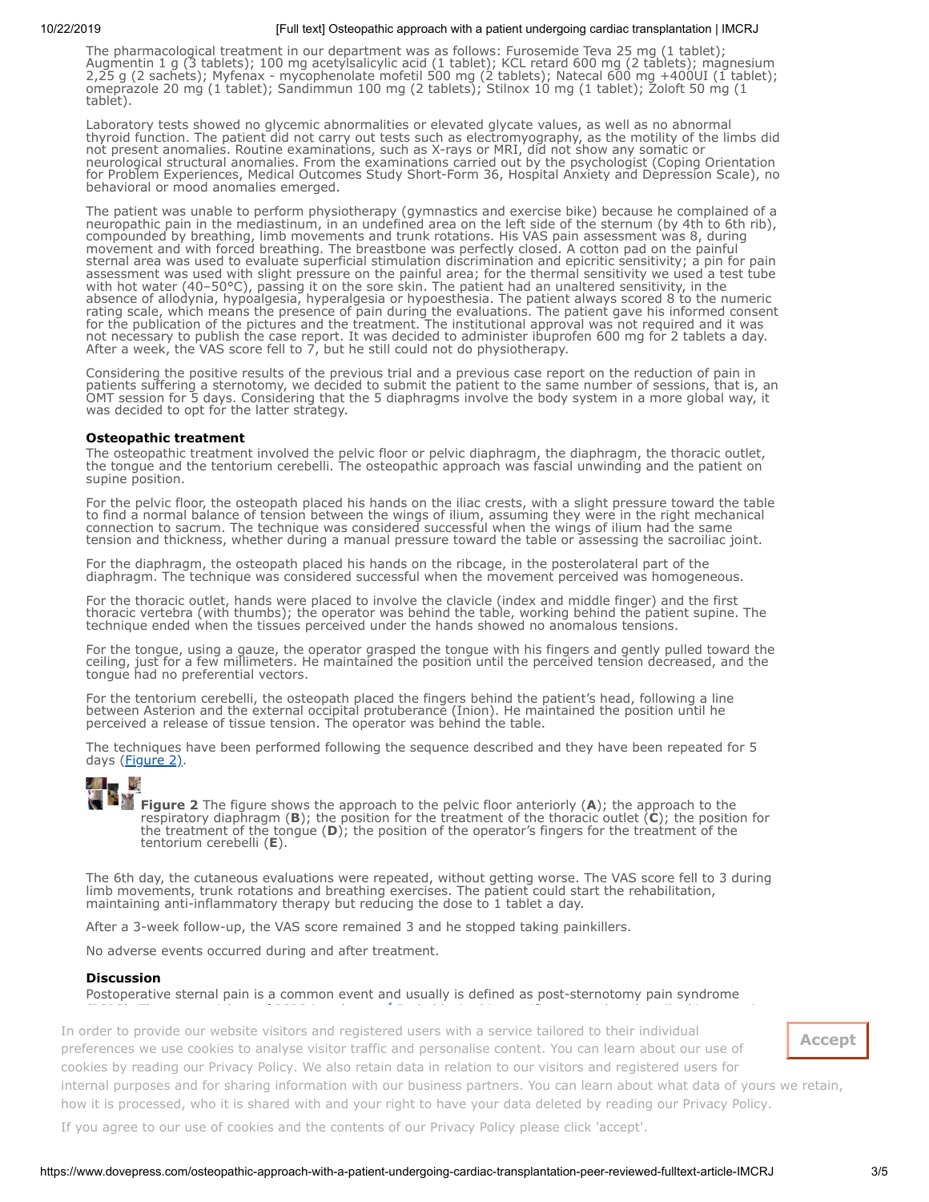The pharmacological treatment in our department was as follows: Furosemide Teva 25 mg (1 tablet); Augmentin 1 g (3 tablets); 100 mg acetylsalicylic acid (1 tablet); KCL retard 600 mg (2 tablets); magnesium 2,25 g (2 sachets); Myfenax - mycophenolate mofetil 500 mg (2 tablets); Natecal 600 mg +400UI (1 tablet); omeprazole 20 mg (1 tablet); Sandimmun 100 mg (2 tablets); Stilnox 10 mg (1 tablet); Zoloft 50 mg (1 tablet).

Laboratory tests showed no glycemic abnormalities or elevated glycate values, as well as no abnormal thyroid function. The patient did not carry out tests such as electromyography, as the motility of the limbs did not present anomalies. Routine examinations, such as X-rays or MRI, did not show any somatic or neurological structural anomalies. From the examinations carried out by the psychologist (Coping Orientation for Problem Experiences, Medical Outcomes Study Short-Form 36, Hospital Anxiety and Depression Scale), no behavioral or mood anomalies emerged.

The patient was unable to perform physiotherapy (gymnastics and exercise bike) because he complained of a neuropathic pain in the mediastinum, in an undefined area on the left side of the sternum (by 4th to 6th rib), compounded by breathing, limb movements and trunk rotations. His VAS pain assessment was 8, during movement and with forced breathing. The breastbone was perfectly closed. A cotton pad on the painful sternal area was used to evaluate superficial stimulation discrimination and epicritic sensitivity; a pin for pain assessment was used with slight pressure on the painful area; for the thermal sensitivity we used a test tube with hot water (40–50°C), passing it on the sore skin. The patient had an unaltered sensitivity, in the absence of allodynia, hypoalgesia, hyperalgesia or hypoesthesia. The patient always scored 8 to the numeric rating scale, which means the presence of pain during the evaluations. The patient gave his informed consent for the publication of the pictures and the treatment. The institutional approval was not required and it was not necessary to publish the case report. It was decided to administer ibuprofen 600 mg for 2 tablets a day. After a week, the VAS score fell to 7, but he still could not do physiotherapy.

Considering the positive results of the previous trial and a previous case report on the reduction of pain in patients suffering a sternotomy, we decided to submit the patient to the same number of sessions, that is, an OMT session for 5 days. Considering that the 5 diaphragms involve the body system in a more global way, it was decided to opt for the latter strategy.

### Osteopathic treatment

The osteopathic treatment involved the pelvic floor or pelvic diaphragm, the diaphragm, the thoracic outlet, the tongue and the tentorium cerebelli. The osteopathic approach was fascial unwinding and the patient on supine position.

For the pelvic floor, the osteopath placed his hands on the iliac crests, with a slight pressure toward the table to find a normal balance of tension between the wings of ilium, assuming they were in the right mechanical connection to sacrum. The technique was considered successful when the wings of ilium had the same tension and thickness, whether during a manual pressure toward the table or assessing the sacroiliac joint.

For the diaphragm, the osteopath placed his hands on the ribcage, in the posterolateral part of the diaphragm. The technique was considered successful when the movement perceived was homogeneous.

For the thoracic outlet, hands were placed to involve the clavicle (index and middle finger) and the first thoracic vertebra (with thumbs); the operator was behind the table, working behind the patient supine. The technique ended when the tissues perceived under the hands showed no anomalous tensions.

For the tongue, using a gauze, the operator grasped the tongue with his fingers and gently pulled toward the ceiling, just for a few millimeters. He maintained the position until the perceived tension decreased, and the tongue had no preferential vectors.

For the tentorium cerebelli, the osteopath placed the fingers behind the patient's head, following a line between Asterion and the external occipital protuberance (Inion). He maintained the position until he perceived a release of tissue tension. The operator was behind the table.

The techniques have been performed following the sequence described and they have been repeated for 5 days (Figure 2).

**Figure 2** The figure shows the approach to the pelvic floor anteriorly (**A**); the approach to the respiratory diaphragm (**B**); the position for the treatment of the thoracic outlet (**C**); the position for the treatment of the tongue (**D**); the position of the operator's fingers for the treatment of the tentorium cerebelli (**E**).

The 6th day, the cutaneous evaluations were repeated, without getting worse. The VAS score fell to 3 during limb movements, trunk rotations and breathing exercises. The patient could start the rehabilitation, maintaining anti-inflammatory therapy but reducing the dose to 1 tablet a day.

After a 3-week follow-up, the VAS score remained 3 and he stopped taking painkillers.

No adverse events occurred during and after treatment.

### Discussion

Postoperative sternal pain is a common event and usually is defined as post-sternotomy pain syndrome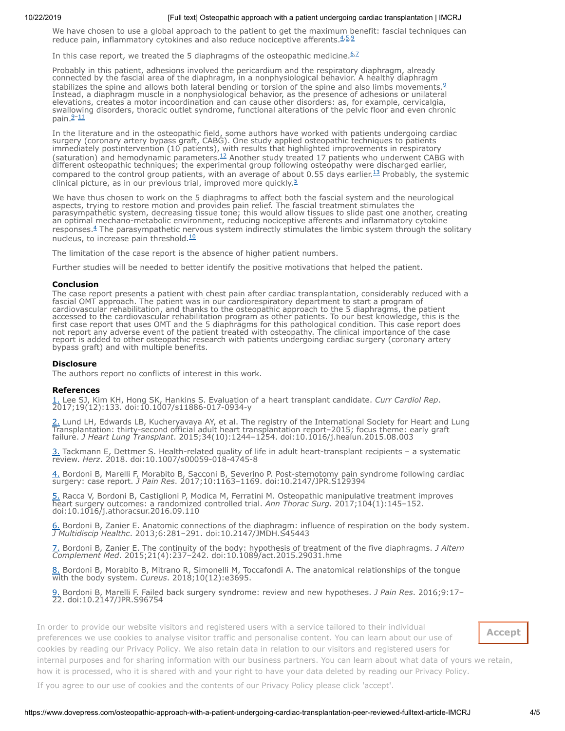We have chosen to use a global approach to the patient to get the maximum benefit: fascial techniques can reduce pain, inflammatory cytokines and also reduce nociceptive afferents.[4,5,9]

In this case report, we treated the 5 diaphragms of the osteopathic medicine.[6,7]

Probably in this patient, adhesions involved the pericardium and the respiratory diaphragm, already connected by the fascial area of the diaphragm, in a nonphysiological behavior. A healthy diaphragm stabilizes the spine and allows both lateral bending or torsion of the spine and also limbs movements.[9] Instead, a diaphragm muscle in a nonphysiological behavior, as the presence of adhesions or unilateral elevations, creates a motor incoordination and can cause other disorders: as, for example, cervicalgia, swallowing disorders, thoracic outlet syndrome, functional alterations of the pelvic floor and even chronic pain.[9–11]

In the literature and in the osteopathic field, some authors have worked with patients undergoing cardiac surgery (coronary artery bypass graft, CABG). One study applied osteopathic techniques to patients immediately postintervention (10 patients), with results that highlighted improvements in respiratory (saturation) and hemodynamic parameters.[12] Another study treated 17 patients who underwent CABG with different osteopathic techniques; the experimental group following osteopathy were discharged earlier, compared to the control group patients, with an average of about 0.55 days earlier.[13] Probably, the systemic clinical picture, as in our previous trial, improved more quickly.[5]

We have thus chosen to work on the 5 diaphragms to affect both the fascial system and the neurological aspects, trying to restore motion and provides pain relief. The fascial treatment stimulates the parasympathetic system, decreasing tissue tone; this would allow tissues to slide past one another, creating an optimal mechano-metabolic environment, reducing nociceptive afferents and inflammatory cytokine responses.[4] The parasympathetic nervous system indirectly stimulates the limbic system through the solitary nucleus, to increase pain threshold.[10]

The limitation of the case report is the absence of higher patient numbers.

Further studies will be needed to better identify the positive motivations that helped the patient.

## Conclusion

The case report presents a patient with chest pain after cardiac transplantation, considerably reduced with a fascial OMT approach. The patient was in our cardiorespiratory department to start a program of cardiovascular rehabilitation, and thanks to the osteopathic approach to the 5 diaphragms, the patient accessed to the cardiovascular rehabilitation program as other patients. To our best knowledge, this is the first case report that uses OMT and the 5 diaphragms for this pathological condition. This case report does not report any adverse event of the patient treated with osteopathy. The clinical importance of the case report is added to other osteopathic research with patients undergoing cardiac surgery (coronary artery bypass graft) and with multiple benefits.

## Disclosure

The authors report no conflicts of interest in this work.

## References

1. Lee SJ, Kim KH, Hong SK, Hankins S. Evaluation of a heart transplant candidate. *Curr Cardiol Rep*. 2017;19(12):133. doi:10.1007/s11886-017-0934-y

2. Lund LH, Edwards LB, Kucheryavaya AY, et al. The registry of the International Society for Heart and Lung Transplantation: thirty-second official adult heart transplantation report–2015; focus theme: early graft failure. *J Heart Lung Transplant*. 2015;34(10):1244–1254. doi:10.1016/j.healun.2015.08.003

3. Tackmann E, Dettmer S. Health-related quality of life in adult heart-transplant recipients – a systematic review. *Herz*. 2018. doi:10.1007/s00059-018-4745-8

4. Bordoni B, Marelli F, Morabito B, Sacconi B, Severino P. Post-sternotomy pain syndrome following cardiac surgery: case report. *J Pain Res*. 2017;10:1163–1169. doi:10.2147/JPR.S129394

5. Racca V, Bordoni B, Castiglioni P, Modica M, Ferratini M. Osteopathic manipulative treatment improves heart surgery outcomes: a randomized controlled trial. *Ann Thorac Surg*. 2017;104(1):145–152. doi:10.1016/j.athoracsur.2016.09.110

6. Bordoni B, Zanier E. Anatomic connections of the diaphragm: influence of respiration on the body system. *J Multidiscip Healthc*. 2013;6:281–291. doi:10.2147/JMDH.S45443

7. Bordoni B, Zanier E. The continuity of the body: hypothesis of treatment of the five diaphragms. *J Altern Complement Med*. 2015;21(4):237–242. doi:10.1089/act.2015.29031.hme

8. Bordoni B, Morabito B, Mitrano R, Simonelli M, Toccafondi A. The anatomical relationships of the tongue with the body system. *Cureus*. 2018;10(12):e3695.

9. Bordoni B, Marelli F. Failed back surgery syndrome: review and new hypotheses. *J Pain Res*. 2016;9:17–22. doi:10.2147/JPR.S96754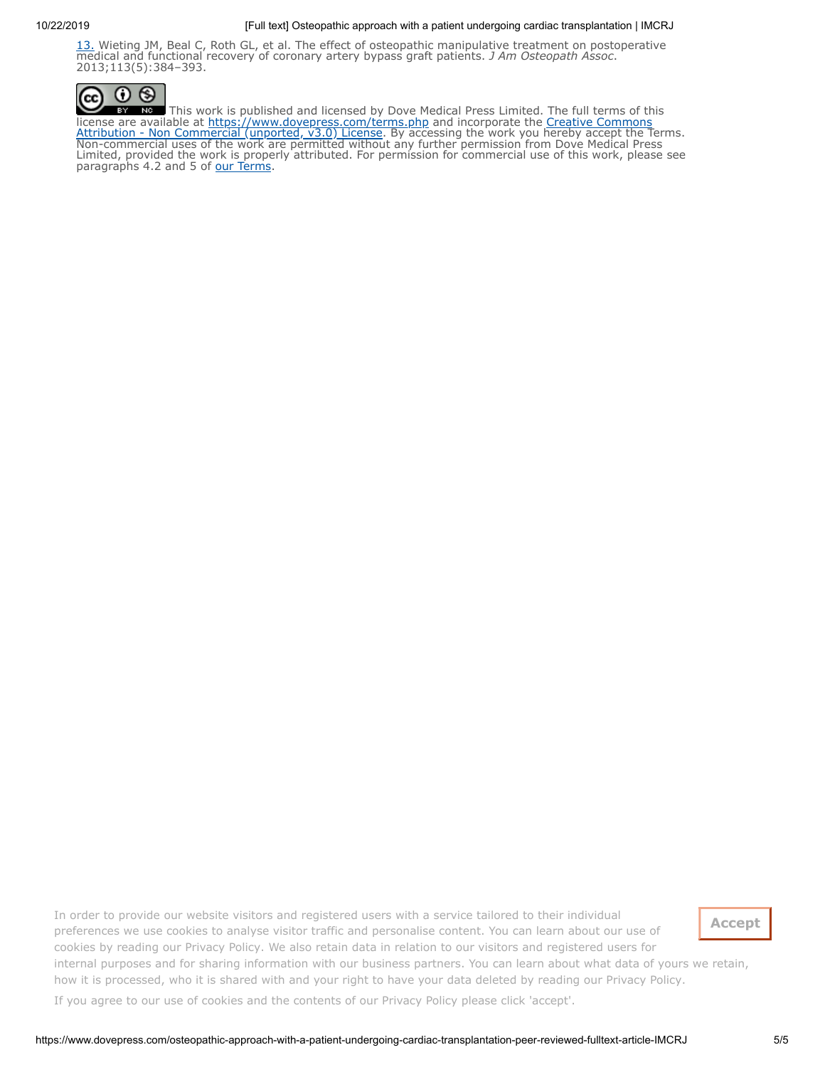13. Wieting JM, Beal C, Roth GL, et al. The effect of osteopathic manipulative treatment on postoperative medical and functional recovery of coronary artery bypass graft patients. *J Am Osteopath Assoc*. 2013;113(5):384–393.

This work is published and licensed by Dove Medical Press Limited. The full terms of this license are available at https://www.dovepress.com/terms.php and incorporate the Creative Commons Attribution - Non Commercial (unported, v3.0) License. By accessing the work you hereby accept the Terms. Non-commercial uses of the work are permitted without any further permission from Dove Medical Press Limited, provided the work is properly attributed. For permission for commercial use of this work, please see paragraphs 4.2 and 5 of our Terms.

In order to provide our website visitors and registered users with a service tailored to their individual preferences we use cookies to analyse visitor traffic and personalise content. You can learn about our use of cookies by reading our Privacy Policy. We also retain data in relation to our visitors and registered users for internal purposes and for sharing information with our business partners. You can learn about what data of yours we retain, how it is processed, who it is shared with and your right to have your data deleted by reading our Privacy Policy.

If you agree to our use of cookies and the contents of our Privacy Policy please click 'accept'.

Accept